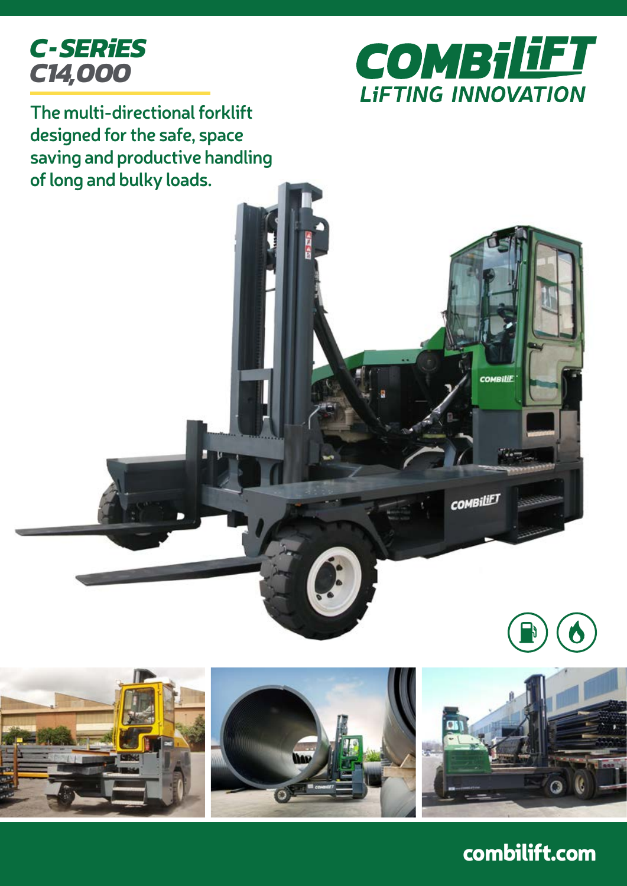# C-SERiES C14,000

COMBiLiFT
LiFTING INNOVATION

The multi-directional forklift designed for the safe, space saving and productive handling of long and bulky loads.

combilift.com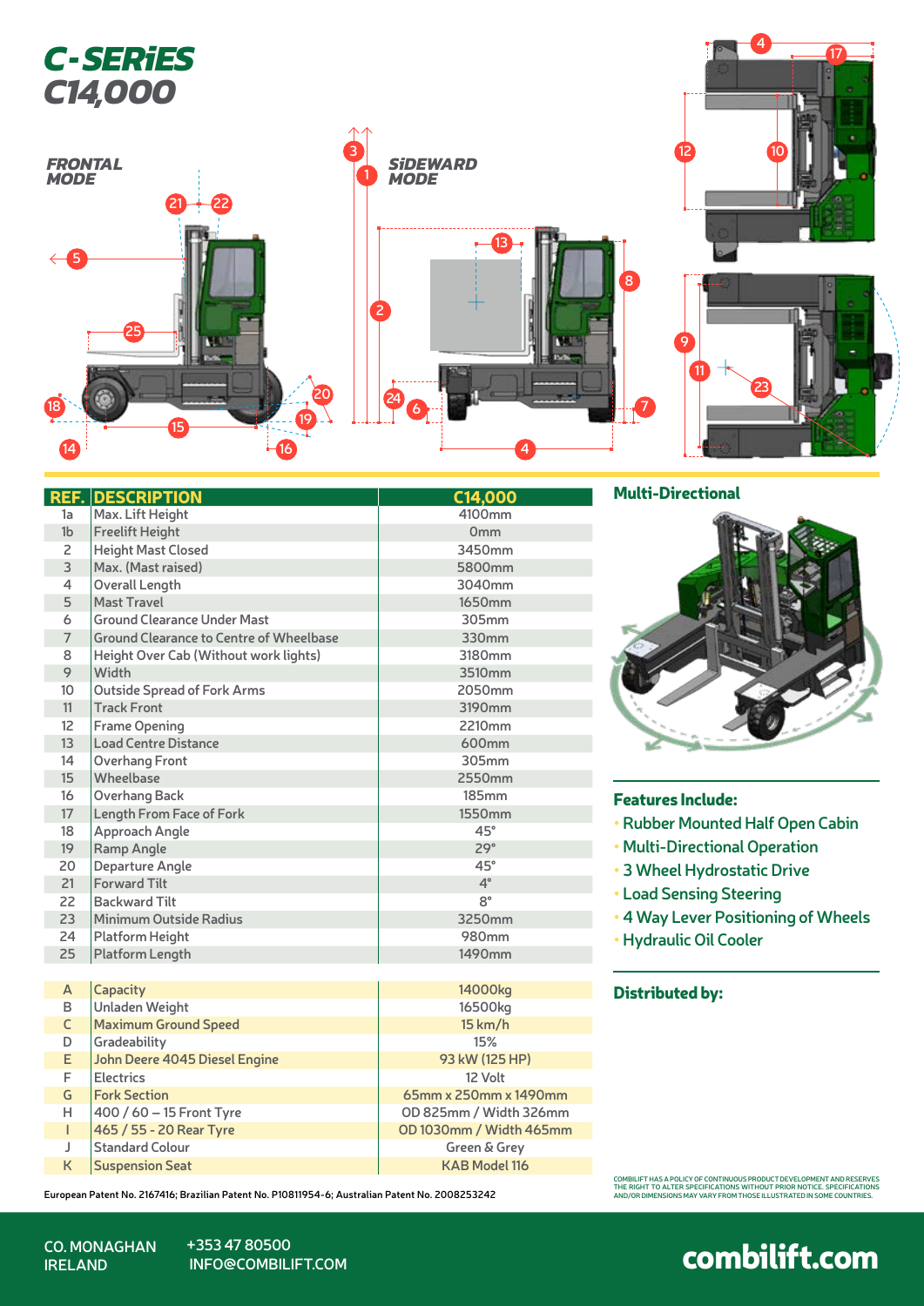# C-SERiES C14,000

FRONTAL MODE

SiDEWARD MODE

| REF. | DESCRIPTION | C14,000 |
|---|---|---|
| 1a | Max. Lift Height | 4100mm |
| 1b | Freelift Height | 0mm |
| 2 | Height Mast Closed | 3450mm |
| 3 | Max. (Mast raised) | 5800mm |
| 4 | Overall Length | 3040mm |
| 5 | Mast Travel | 1650mm |
| 6 | Ground Clearance Under Mast | 305mm |
| 7 | Ground Clearance to Centre of Wheelbase | 330mm |
| 8 | Height Over Cab (Without work lights) | 3180mm |
| 9 | Width | 3510mm |
| 10 | Outside Spread of Fork Arms | 2050mm |
| 11 | Track Front | 3190mm |
| 12 | Frame Opening | 2210mm |
| 13 | Load Centre Distance | 600mm |
| 14 | Overhang Front | 305mm |
| 15 | Wheelbase | 2550mm |
| 16 | Overhang Back | 185mm |
| 17 | Length From Face of Fork | 1550mm |
| 18 | Approach Angle | 45° |
| 19 | Ramp Angle | 29° |
| 20 | Departure Angle | 45° |
| 21 | Forward Tilt | 4° |
| 22 | Backward Tilt | 8° |
| 23 | Minimum Outside Radius | 3250mm |
| 24 | Platform Height | 980mm |
| 25 | Platform Length | 1490mm |

| | | |
|---|---|---|
| A | Capacity | 14000kg |
| B | Unladen Weight | 16500kg |
| C | Maximum Ground Speed | 15 km/h |
| D | Gradeability | 15% |
| E | John Deere 4045 Diesel Engine | 93 kW (125 HP) |
| F | Electrics | 12 Volt |
| G | Fork Section | 65mm x 250mm x 1490mm |
| H | 400 / 60 – 15 Front Tyre | OD 825mm / Width 326mm |
| I | 465 / 55 - 20 Rear Tyre | OD 1030mm / Width 465mm |
| J | Standard Colour | Green & Grey |
| K | Suspension Seat | KAB Model 116 |

European Patent No. 2167416; Brazilian Patent No. P10811954-6; Australian Patent No. 2008253242

## Multi-Directional

## Features Include:

- Rubber Mounted Half Open Cabin
- Multi-Directional Operation
- 3 Wheel Hydrostatic Drive
- Load Sensing Steering
- 4 Way Lever Positioning of Wheels
- Hydraulic Oil Cooler

## Distributed by:

COMBILIFT HAS A POLICY OF CONTINUOUS PRODUCT DEVELOPMENT AND RESERVES THE RIGHT TO ALTER SPECIFICATIONS WITHOUT PRIOR NOTICE. SPECIFICATIONS AND/OR DIMENSIONS MAY VARY FROM THOSE ILLUSTRATED IN SOME COUNTRIES.

CO. MONAGHAN
IRELAND

+353 47 80500
INFO@COMBILIFT.COM

combilift.com